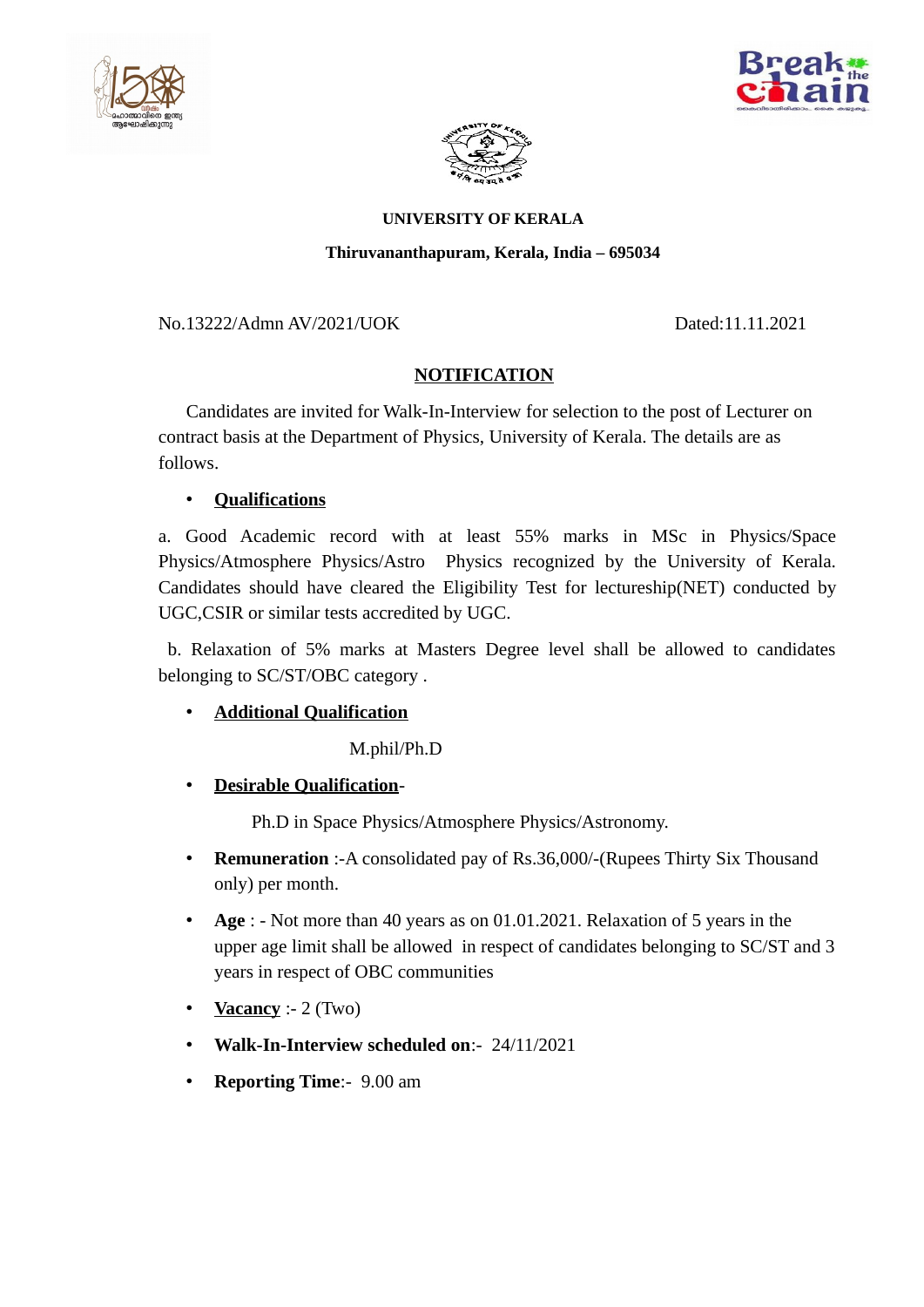**UNIVERSITY OF KERALA**

**Thiruvananthapuram, Kerala, India – 695034**

No.13222/Admn AV/2021/UOK                                        Dated:11.11.2021

## NOTIFICATION

Candidates are invited for Walk-In-Interview for selection to the post of Lecturer on contract basis at the Department of Physics, University of Kerala. The details are as follows.

- **Qualifications**

a. Good Academic record with at least 55% marks in MSc in Physics/Space Physics/Atmosphere Physics/Astro Physics recognized by the University of Kerala. Candidates should have cleared the Eligibility Test for lectureship(NET) conducted by UGC,CSIR or similar tests accredited by UGC.

b. Relaxation of 5% marks at Masters Degree level shall be allowed to candidates belonging to SC/ST/OBC category .

- **Additional Qualification**

  M.phil/Ph.D

- **Desirable Qualification**-

  Ph.D in Space Physics/Atmosphere Physics/Astronomy.

- **Remuneration** :-A consolidated pay of Rs.36,000/-(Rupees Thirty Six Thousand only) per month.
- **Age** : - Not more than 40 years as on 01.01.2021. Relaxation of 5 years in the upper age limit shall be allowed in respect of candidates belonging to SC/ST and 3 years in respect of OBC communities
- **Vacancy** :- 2 (Two)
- **Walk-In-Interview scheduled on**:- 24/11/2021
- **Reporting Time**:- 9.00 am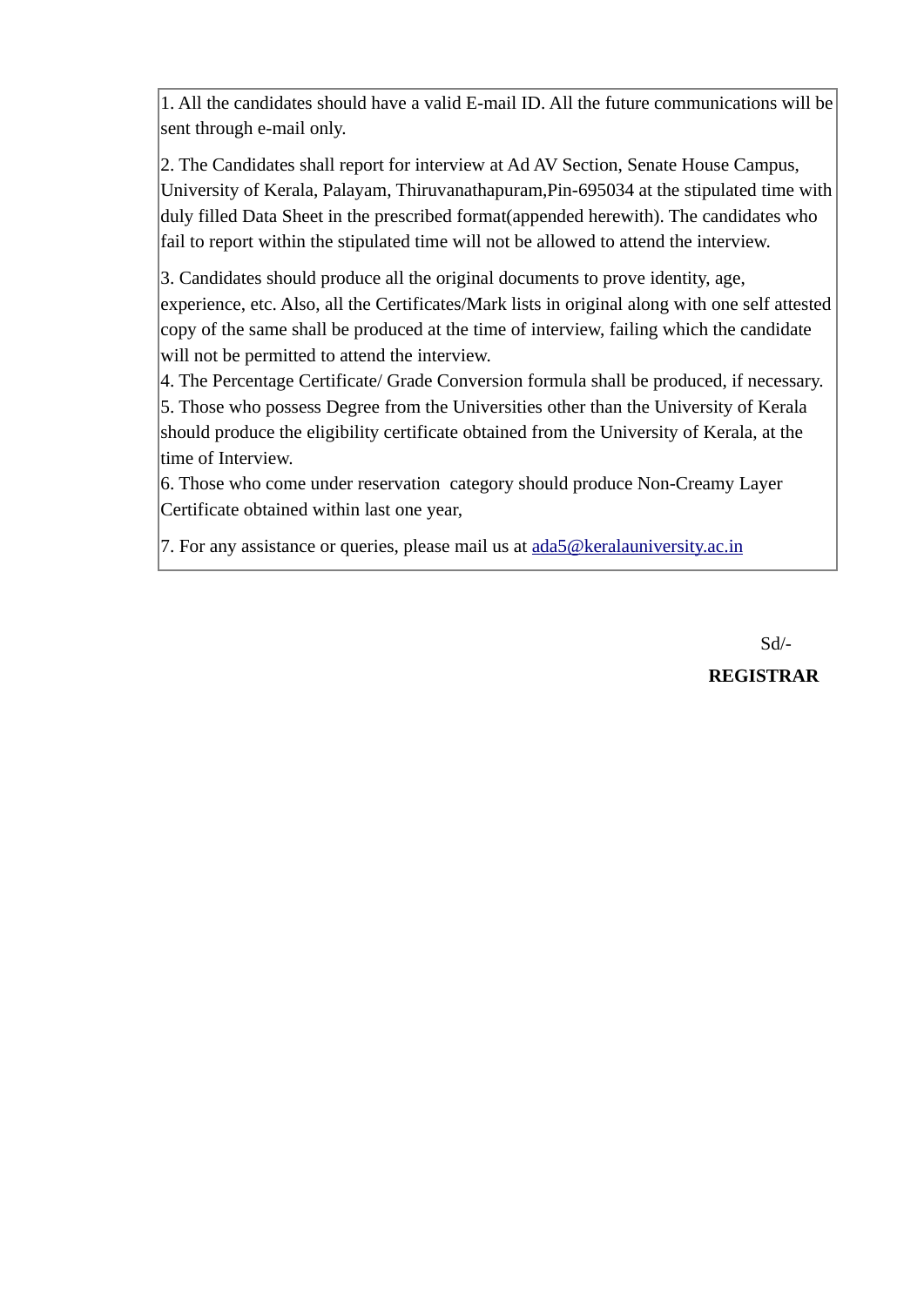1. All the candidates should have a valid E-mail ID. All the future communications will be sent through e-mail only.

2. The Candidates shall report for interview at Ad AV Section, Senate House Campus, University of Kerala, Palayam, Thiruvanathapuram,Pin-695034 at the stipulated time with duly filled Data Sheet in the prescribed format(appended herewith). The candidates who fail to report within the stipulated time will not be allowed to attend the interview.

3. Candidates should produce all the original documents to prove identity, age, experience, etc. Also, all the Certificates/Mark lists in original along with one self attested copy of the same shall be produced at the time of interview, failing which the candidate will not be permitted to attend the interview.

4. The Percentage Certificate/ Grade Conversion formula shall be produced, if necessary.

5. Those who possess Degree from the Universities other than the University of Kerala should produce the eligibility certificate obtained from the University of Kerala, at the time of Interview.

6. Those who come under reservation category should produce Non-Creamy Layer Certificate obtained within last one year,

7. For any assistance or queries, please mail us at ada5@keralauniversity.ac.in

Sd/-

**REGISTRAR**